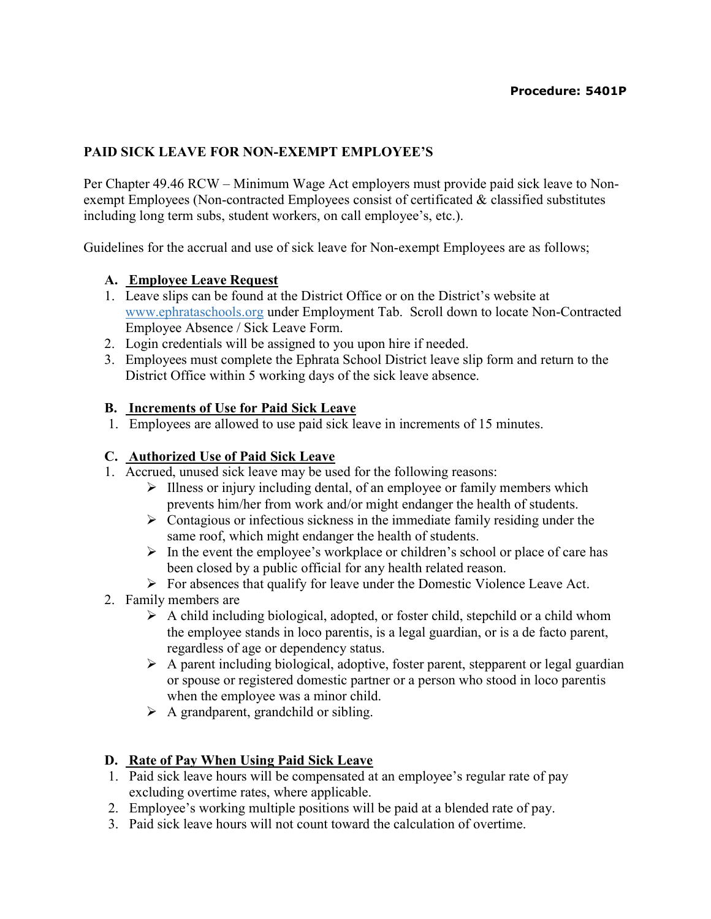**Procedure: 5401P**

## PAID SICK LEAVE FOR NON-EXEMPT EMPLOYEE'S

Per Chapter 49.46 RCW – Minimum Wage Act employers must provide paid sick leave to Non-exempt Employees (Non-contracted Employees consist of certificated & classified substitutes including long term subs, student workers, on call employee's, etc.).

Guidelines for the accrual and use of sick leave for Non-exempt Employees are as follows;

### A. Employee Leave Request

1. Leave slips can be found at the District Office or on the District's website at www.ephrataschools.org under Employment Tab. Scroll down to locate Non-Contracted Employee Absence / Sick Leave Form.
2. Login credentials will be assigned to you upon hire if needed.
3. Employees must complete the Ephrata School District leave slip form and return to the District Office within 5 working days of the sick leave absence.

### B. Increments of Use for Paid Sick Leave

1. Employees are allowed to use paid sick leave in increments of 15 minutes.

### C. Authorized Use of Paid Sick Leave

1. Accrued, unused sick leave may be used for the following reasons:
   - Illness or injury including dental, of an employee or family members which prevents him/her from work and/or might endanger the health of students.
   - Contagious or infectious sickness in the immediate family residing under the same roof, which might endanger the health of students.
   - In the event the employee's workplace or children's school or place of care has been closed by a public official for any health related reason.
   - For absences that qualify for leave under the Domestic Violence Leave Act.
2. Family members are
   - A child including biological, adopted, or foster child, stepchild or a child whom the employee stands in loco parentis, is a legal guardian, or is a de facto parent, regardless of age or dependency status.
   - A parent including biological, adoptive, foster parent, stepparent or legal guardian or spouse or registered domestic partner or a person who stood in loco parentis when the employee was a minor child.
   - A grandparent, grandchild or sibling.

### D. Rate of Pay When Using Paid Sick Leave

1. Paid sick leave hours will be compensated at an employee's regular rate of pay excluding overtime rates, where applicable.
2. Employee's working multiple positions will be paid at a blended rate of pay.
3. Paid sick leave hours will not count toward the calculation of overtime.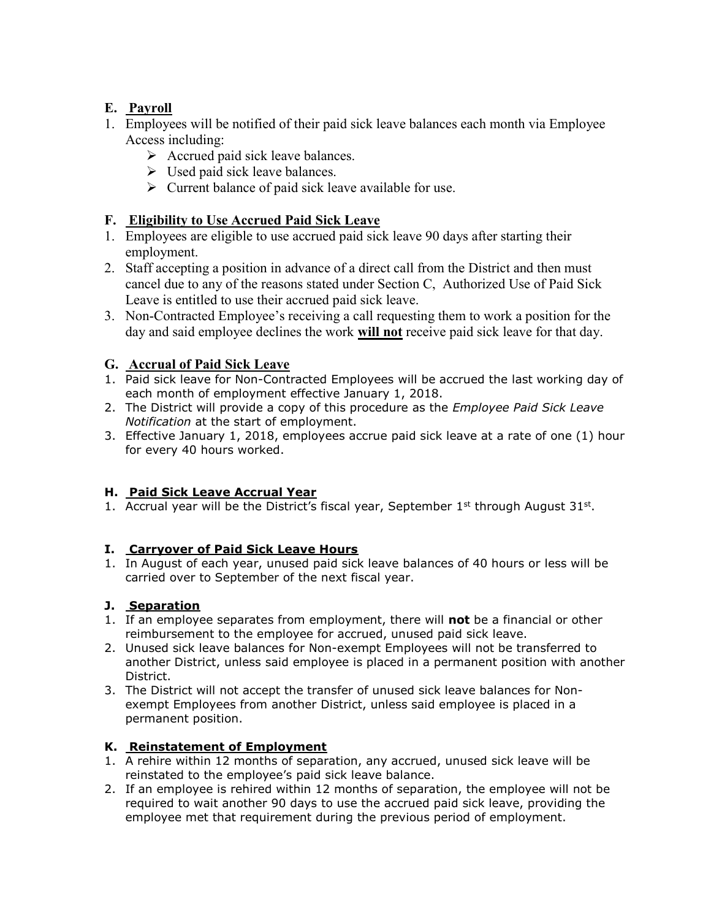## E. Payroll

1. Employees will be notified of their paid sick leave balances each month via Employee Access including:
   - Accrued paid sick leave balances.
   - Used paid sick leave balances.
   - Current balance of paid sick leave available for use.

## F. Eligibility to Use Accrued Paid Sick Leave

1. Employees are eligible to use accrued paid sick leave 90 days after starting their employment.
2. Staff accepting a position in advance of a direct call from the District and then must cancel due to any of the reasons stated under Section C, Authorized Use of Paid Sick Leave is entitled to use their accrued paid sick leave.
3. Non-Contracted Employee's receiving a call requesting them to work a position for the day and said employee declines the work **will not** receive paid sick leave for that day.

## G. Accrual of Paid Sick Leave

1. Paid sick leave for Non-Contracted Employees will be accrued the last working day of each month of employment effective January 1, 2018.
2. The District will provide a copy of this procedure as the *Employee Paid Sick Leave Notification* at the start of employment.
3. Effective January 1, 2018, employees accrue paid sick leave at a rate of one (1) hour for every 40 hours worked.

## H. Paid Sick Leave Accrual Year

1. Accrual year will be the District's fiscal year, September 1st through August 31st.

## I. Carryover of Paid Sick Leave Hours

1. In August of each year, unused paid sick leave balances of 40 hours or less will be carried over to September of the next fiscal year.

## J. Separation

1. If an employee separates from employment, there will **not** be a financial or other reimbursement to the employee for accrued, unused paid sick leave.
2. Unused sick leave balances for Non-exempt Employees will not be transferred to another District, unless said employee is placed in a permanent position with another District.
3. The District will not accept the transfer of unused sick leave balances for Non-exempt Employees from another District, unless said employee is placed in a permanent position.

## K. Reinstatement of Employment

1. A rehire within 12 months of separation, any accrued, unused sick leave will be reinstated to the employee's paid sick leave balance.
2. If an employee is rehired within 12 months of separation, the employee will not be required to wait another 90 days to use the accrued paid sick leave, providing the employee met that requirement during the previous period of employment.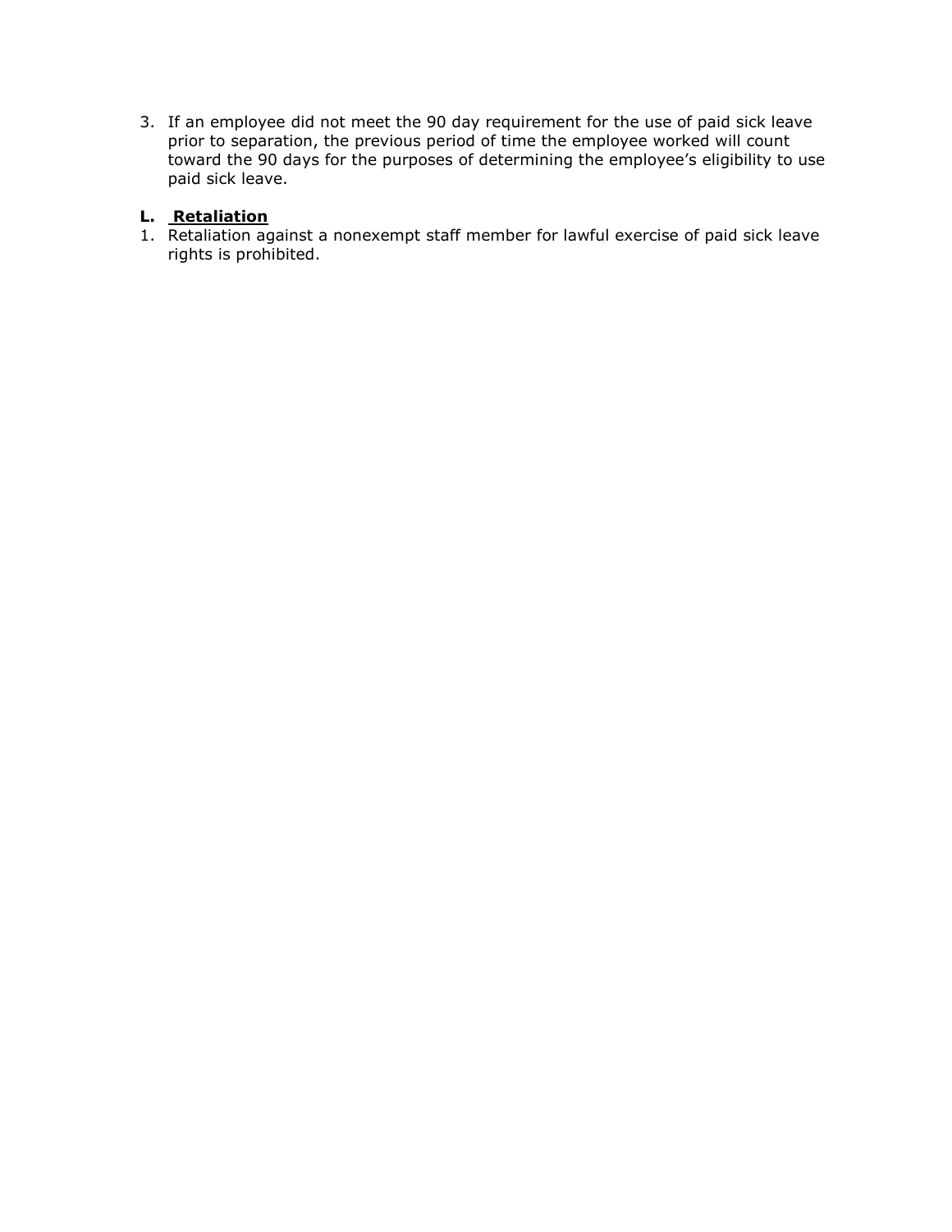3. If an employee did not meet the 90 day requirement for the use of paid sick leave prior to separation, the previous period of time the employee worked will count toward the 90 days for the purposes of determining the employee's eligibility to use paid sick leave.

**L. <u>Retaliation</u>**

1. Retaliation against a nonexempt staff member for lawful exercise of paid sick leave rights is prohibited.